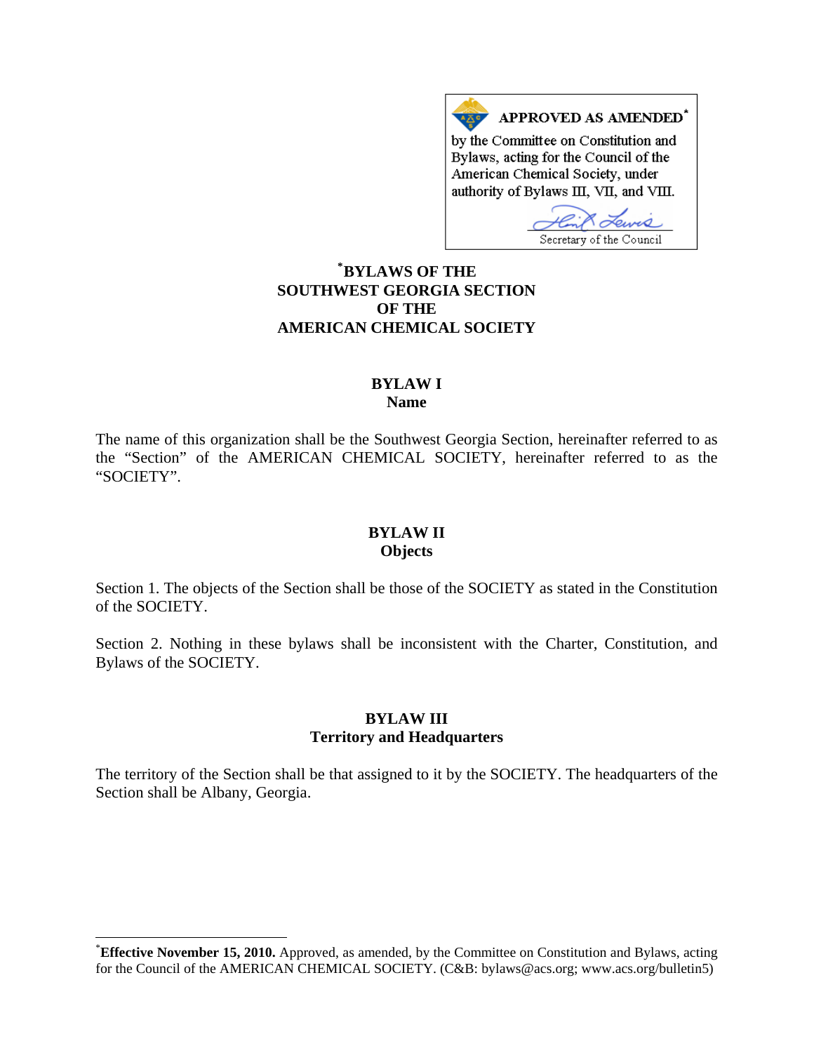APPROVED AS AMENDED*

by the Committee on Constitution and Bylaws, acting for the Council of the American Chemical Society, under authority of Bylaws III, VII, and VIII.

Secretary of the Council

# *BYLAWS OF THE SOUTHWEST GEORGIA SECTION OF THE AMERICAN CHEMICAL SOCIETY

## BYLAW I
## Name

The name of this organization shall be the Southwest Georgia Section, hereinafter referred to as the "Section" of the AMERICAN CHEMICAL SOCIETY, hereinafter referred to as the "SOCIETY".

## BYLAW II
## Objects

Section 1. The objects of the Section shall be those of the SOCIETY as stated in the Constitution of the SOCIETY.

Section 2. Nothing in these bylaws shall be inconsistent with the Charter, Constitution, and Bylaws of the SOCIETY.

## BYLAW III
## Territory and Headquarters

The territory of the Section shall be that assigned to it by the SOCIETY. The headquarters of the Section shall be Albany, Georgia.

---

***Effective November 15, 2010.** Approved, as amended, by the Committee on Constitution and Bylaws, acting for the Council of the AMERICAN CHEMICAL SOCIETY. (C&B: bylaws@acs.org; www.acs.org/bulletin5)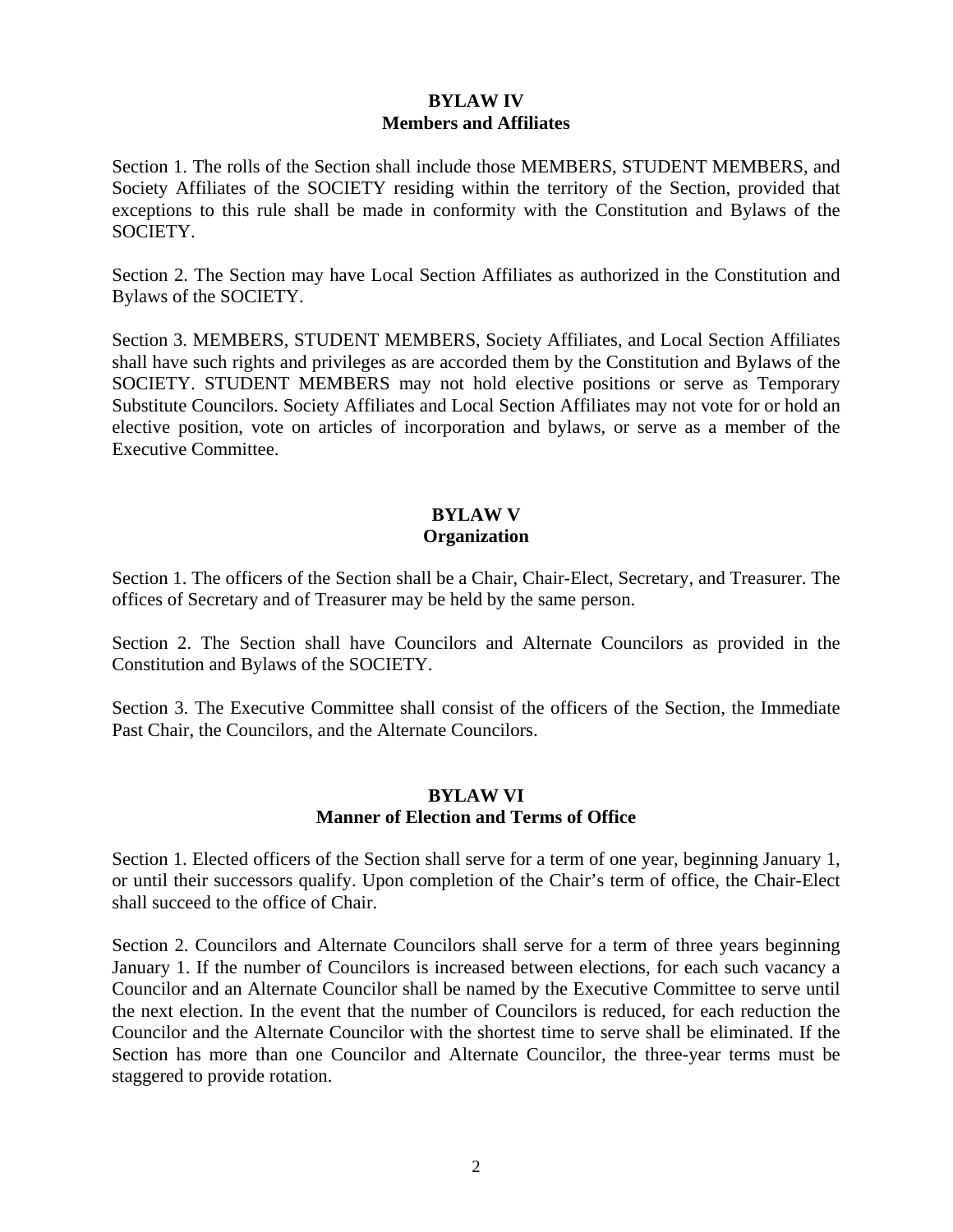## BYLAW IV
## Members and Affiliates

Section 1. The rolls of the Section shall include those MEMBERS, STUDENT MEMBERS, and Society Affiliates of the SOCIETY residing within the territory of the Section, provided that exceptions to this rule shall be made in conformity with the Constitution and Bylaws of the SOCIETY.

Section 2. The Section may have Local Section Affiliates as authorized in the Constitution and Bylaws of the SOCIETY.

Section 3. MEMBERS, STUDENT MEMBERS, Society Affiliates, and Local Section Affiliates shall have such rights and privileges as are accorded them by the Constitution and Bylaws of the SOCIETY. STUDENT MEMBERS may not hold elective positions or serve as Temporary Substitute Councilors. Society Affiliates and Local Section Affiliates may not vote for or hold an elective position, vote on articles of incorporation and bylaws, or serve as a member of the Executive Committee.

## BYLAW V
## Organization

Section 1. The officers of the Section shall be a Chair, Chair-Elect, Secretary, and Treasurer. The offices of Secretary and of Treasurer may be held by the same person.

Section 2. The Section shall have Councilors and Alternate Councilors as provided in the Constitution and Bylaws of the SOCIETY.

Section 3. The Executive Committee shall consist of the officers of the Section, the Immediate Past Chair, the Councilors, and the Alternate Councilors.

## BYLAW VI
## Manner of Election and Terms of Office

Section 1. Elected officers of the Section shall serve for a term of one year, beginning January 1, or until their successors qualify. Upon completion of the Chair's term of office, the Chair-Elect shall succeed to the office of Chair.

Section 2. Councilors and Alternate Councilors shall serve for a term of three years beginning January 1. If the number of Councilors is increased between elections, for each such vacancy a Councilor and an Alternate Councilor shall be named by the Executive Committee to serve until the next election. In the event that the number of Councilors is reduced, for each reduction the Councilor and the Alternate Councilor with the shortest time to serve shall be eliminated. If the Section has more than one Councilor and Alternate Councilor, the three-year terms must be staggered to provide rotation.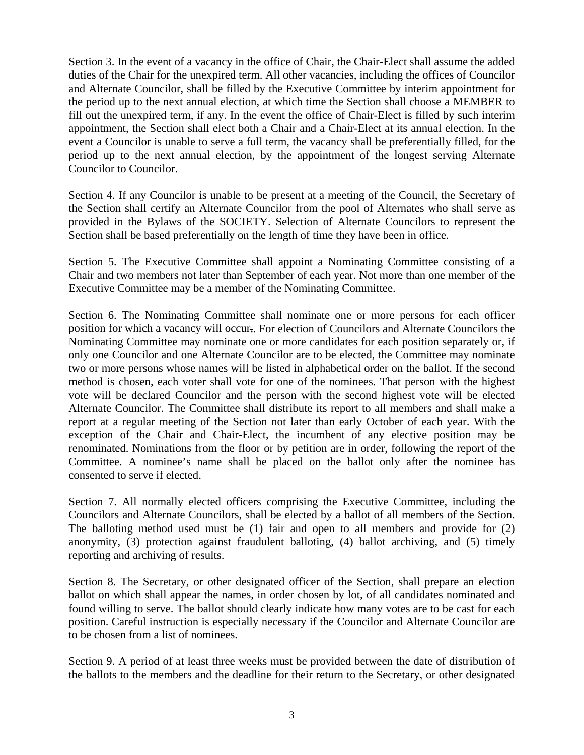Section 3. In the event of a vacancy in the office of Chair, the Chair-Elect shall assume the added duties of the Chair for the unexpired term. All other vacancies, including the offices of Councilor and Alternate Councilor, shall be filled by the Executive Committee by interim appointment for the period up to the next annual election, at which time the Section shall choose a MEMBER to fill out the unexpired term, if any. In the event the office of Chair-Elect is filled by such interim appointment, the Section shall elect both a Chair and a Chair-Elect at its annual election. In the event a Councilor is unable to serve a full term, the vacancy shall be preferentially filled, for the period up to the next annual election, by the appointment of the longest serving Alternate Councilor to Councilor.

Section 4. If any Councilor is unable to be present at a meeting of the Council, the Secretary of the Section shall certify an Alternate Councilor from the pool of Alternates who shall serve as provided in the Bylaws of the SOCIETY. Selection of Alternate Councilors to represent the Section shall be based preferentially on the length of time they have been in office.

Section 5. The Executive Committee shall appoint a Nominating Committee consisting of a Chair and two members not later than September of each year. Not more than one member of the Executive Committee may be a member of the Nominating Committee.

Section 6. The Nominating Committee shall nominate one or more persons for each officer position for which a vacancy will occur,. For election of Councilors and Alternate Councilors the Nominating Committee may nominate one or more candidates for each position separately or, if only one Councilor and one Alternate Councilor are to be elected, the Committee may nominate two or more persons whose names will be listed in alphabetical order on the ballot. If the second method is chosen, each voter shall vote for one of the nominees. That person with the highest vote will be declared Councilor and the person with the second highest vote will be elected Alternate Councilor. The Committee shall distribute its report to all members and shall make a report at a regular meeting of the Section not later than early October of each year. With the exception of the Chair and Chair-Elect, the incumbent of any elective position may be renominated. Nominations from the floor or by petition are in order, following the report of the Committee. A nominee's name shall be placed on the ballot only after the nominee has consented to serve if elected.

Section 7. All normally elected officers comprising the Executive Committee, including the Councilors and Alternate Councilors, shall be elected by a ballot of all members of the Section. The balloting method used must be (1) fair and open to all members and provide for (2) anonymity, (3) protection against fraudulent balloting, (4) ballot archiving, and (5) timely reporting and archiving of results.

Section 8. The Secretary, or other designated officer of the Section, shall prepare an election ballot on which shall appear the names, in order chosen by lot, of all candidates nominated and found willing to serve. The ballot should clearly indicate how many votes are to be cast for each position. Careful instruction is especially necessary if the Councilor and Alternate Councilor are to be chosen from a list of nominees.

Section 9. A period of at least three weeks must be provided between the date of distribution of the ballots to the members and the deadline for their return to the Secretary, or other designated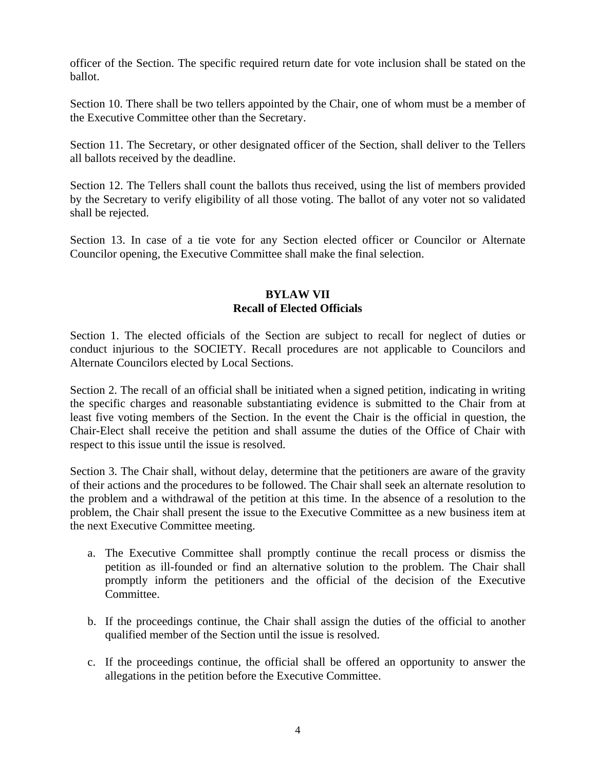officer of the Section. The specific required return date for vote inclusion shall be stated on the ballot.

Section 10. There shall be two tellers appointed by the Chair, one of whom must be a member of the Executive Committee other than the Secretary.

Section 11. The Secretary, or other designated officer of the Section, shall deliver to the Tellers all ballots received by the deadline.

Section 12. The Tellers shall count the ballots thus received, using the list of members provided by the Secretary to verify eligibility of all those voting. The ballot of any voter not so validated shall be rejected.

Section 13. In case of a tie vote for any Section elected officer or Councilor or Alternate Councilor opening, the Executive Committee shall make the final selection.

## BYLAW VII
## Recall of Elected Officials

Section 1. The elected officials of the Section are subject to recall for neglect of duties or conduct injurious to the SOCIETY. Recall procedures are not applicable to Councilors and Alternate Councilors elected by Local Sections.

Section 2. The recall of an official shall be initiated when a signed petition, indicating in writing the specific charges and reasonable substantiating evidence is submitted to the Chair from at least five voting members of the Section. In the event the Chair is the official in question, the Chair-Elect shall receive the petition and shall assume the duties of the Office of Chair with respect to this issue until the issue is resolved.

Section 3. The Chair shall, without delay, determine that the petitioners are aware of the gravity of their actions and the procedures to be followed. The Chair shall seek an alternate resolution to the problem and a withdrawal of the petition at this time. In the absence of a resolution to the problem, the Chair shall present the issue to the Executive Committee as a new business item at the next Executive Committee meeting.

a. The Executive Committee shall promptly continue the recall process or dismiss the petition as ill-founded or find an alternative solution to the problem. The Chair shall promptly inform the petitioners and the official of the decision of the Executive Committee.

b. If the proceedings continue, the Chair shall assign the duties of the official to another qualified member of the Section until the issue is resolved.

c. If the proceedings continue, the official shall be offered an opportunity to answer the allegations in the petition before the Executive Committee.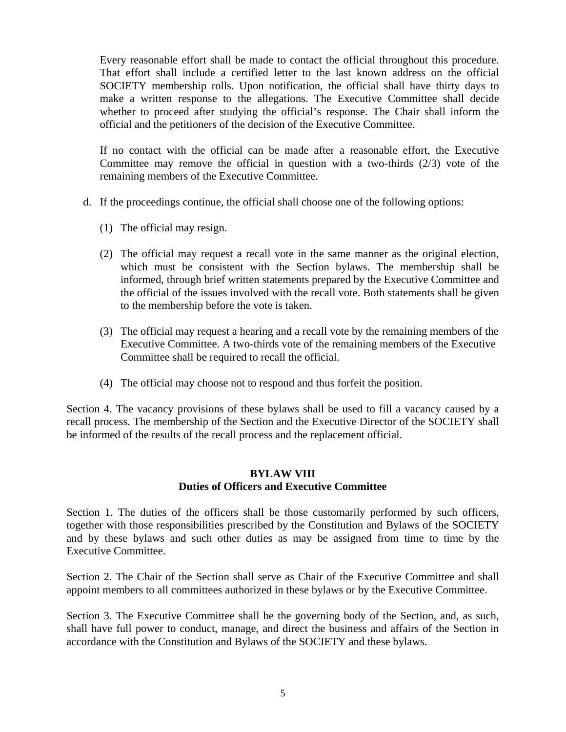Every reasonable effort shall be made to contact the official throughout this procedure. That effort shall include a certified letter to the last known address on the official SOCIETY membership rolls. Upon notification, the official shall have thirty days to make a written response to the allegations. The Executive Committee shall decide whether to proceed after studying the official's response. The Chair shall inform the official and the petitioners of the decision of the Executive Committee.

If no contact with the official can be made after a reasonable effort, the Executive Committee may remove the official in question with a two-thirds (2/3) vote of the remaining members of the Executive Committee.

d. If the proceedings continue, the official shall choose one of the following options:

   (1) The official may resign.

   (2) The official may request a recall vote in the same manner as the original election, which must be consistent with the Section bylaws. The membership shall be informed, through brief written statements prepared by the Executive Committee and the official of the issues involved with the recall vote. Both statements shall be given to the membership before the vote is taken.

   (3) The official may request a hearing and a recall vote by the remaining members of the Executive Committee. A two-thirds vote of the remaining members of the Executive Committee shall be required to recall the official.

   (4) The official may choose not to respond and thus forfeit the position.

Section 4. The vacancy provisions of these bylaws shall be used to fill a vacancy caused by a recall process. The membership of the Section and the Executive Director of the SOCIETY shall be informed of the results of the recall process and the replacement official.

## BYLAW VIII
## Duties of Officers and Executive Committee

Section 1. The duties of the officers shall be those customarily performed by such officers, together with those responsibilities prescribed by the Constitution and Bylaws of the SOCIETY and by these bylaws and such other duties as may be assigned from time to time by the Executive Committee.

Section 2. The Chair of the Section shall serve as Chair of the Executive Committee and shall appoint members to all committees authorized in these bylaws or by the Executive Committee.

Section 3. The Executive Committee shall be the governing body of the Section, and, as such, shall have full power to conduct, manage, and direct the business and affairs of the Section in accordance with the Constitution and Bylaws of the SOCIETY and these bylaws.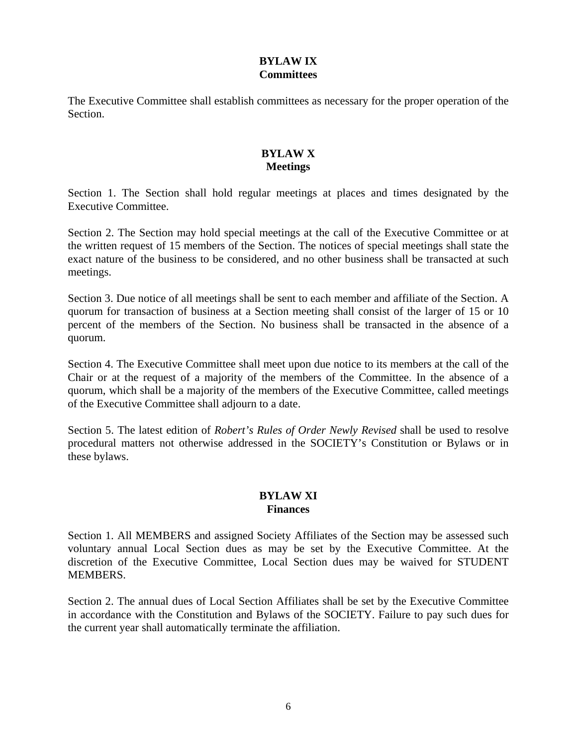## BYLAW IX
## Committees

The Executive Committee shall establish committees as necessary for the proper operation of the Section.

## BYLAW X
## Meetings

Section 1. The Section shall hold regular meetings at places and times designated by the Executive Committee.

Section 2. The Section may hold special meetings at the call of the Executive Committee or at the written request of 15 members of the Section. The notices of special meetings shall state the exact nature of the business to be considered, and no other business shall be transacted at such meetings.

Section 3. Due notice of all meetings shall be sent to each member and affiliate of the Section. A quorum for transaction of business at a Section meeting shall consist of the larger of 15 or 10 percent of the members of the Section. No business shall be transacted in the absence of a quorum.

Section 4. The Executive Committee shall meet upon due notice to its members at the call of the Chair or at the request of a majority of the members of the Committee. In the absence of a quorum, which shall be a majority of the members of the Executive Committee, called meetings of the Executive Committee shall adjourn to a date.

Section 5. The latest edition of *Robert's Rules of Order Newly Revised* shall be used to resolve procedural matters not otherwise addressed in the SOCIETY's Constitution or Bylaws or in these bylaws.

## BYLAW XI
## Finances

Section 1. All MEMBERS and assigned Society Affiliates of the Section may be assessed such voluntary annual Local Section dues as may be set by the Executive Committee. At the discretion of the Executive Committee, Local Section dues may be waived for STUDENT MEMBERS.

Section 2. The annual dues of Local Section Affiliates shall be set by the Executive Committee in accordance with the Constitution and Bylaws of the SOCIETY. Failure to pay such dues for the current year shall automatically terminate the affiliation.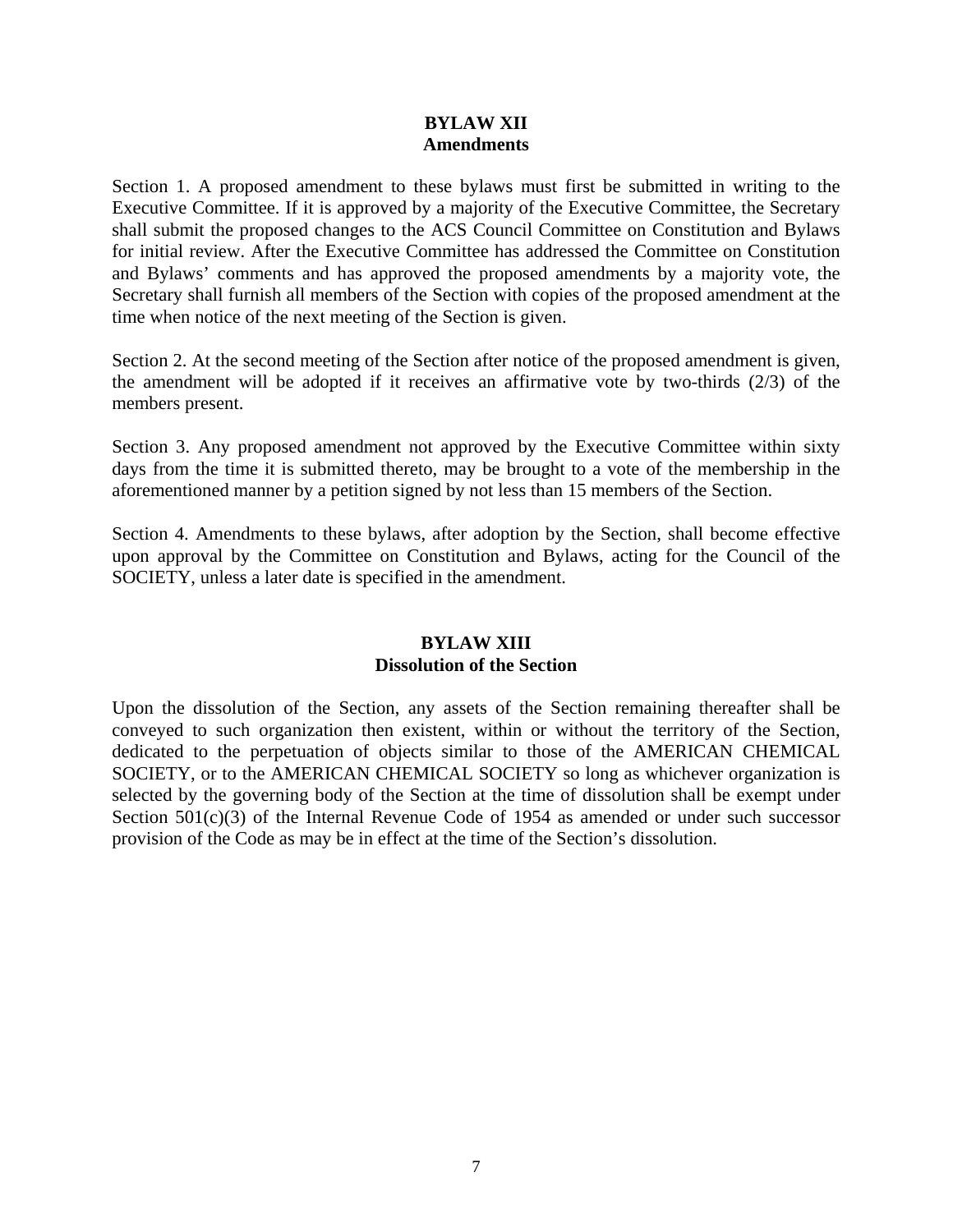## BYLAW XII
## Amendments

Section 1. A proposed amendment to these bylaws must first be submitted in writing to the Executive Committee. If it is approved by a majority of the Executive Committee, the Secretary shall submit the proposed changes to the ACS Council Committee on Constitution and Bylaws for initial review. After the Executive Committee has addressed the Committee on Constitution and Bylaws' comments and has approved the proposed amendments by a majority vote, the Secretary shall furnish all members of the Section with copies of the proposed amendment at the time when notice of the next meeting of the Section is given.

Section 2. At the second meeting of the Section after notice of the proposed amendment is given, the amendment will be adopted if it receives an affirmative vote by two-thirds (2/3) of the members present.

Section 3. Any proposed amendment not approved by the Executive Committee within sixty days from the time it is submitted thereto, may be brought to a vote of the membership in the aforementioned manner by a petition signed by not less than 15 members of the Section.

Section 4. Amendments to these bylaws, after adoption by the Section, shall become effective upon approval by the Committee on Constitution and Bylaws, acting for the Council of the SOCIETY, unless a later date is specified in the amendment.

## BYLAW XIII
## Dissolution of the Section

Upon the dissolution of the Section, any assets of the Section remaining thereafter shall be conveyed to such organization then existent, within or without the territory of the Section, dedicated to the perpetuation of objects similar to those of the AMERICAN CHEMICAL SOCIETY, or to the AMERICAN CHEMICAL SOCIETY so long as whichever organization is selected by the governing body of the Section at the time of dissolution shall be exempt under Section 501(c)(3) of the Internal Revenue Code of 1954 as amended or under such successor provision of the Code as may be in effect at the time of the Section's dissolution.